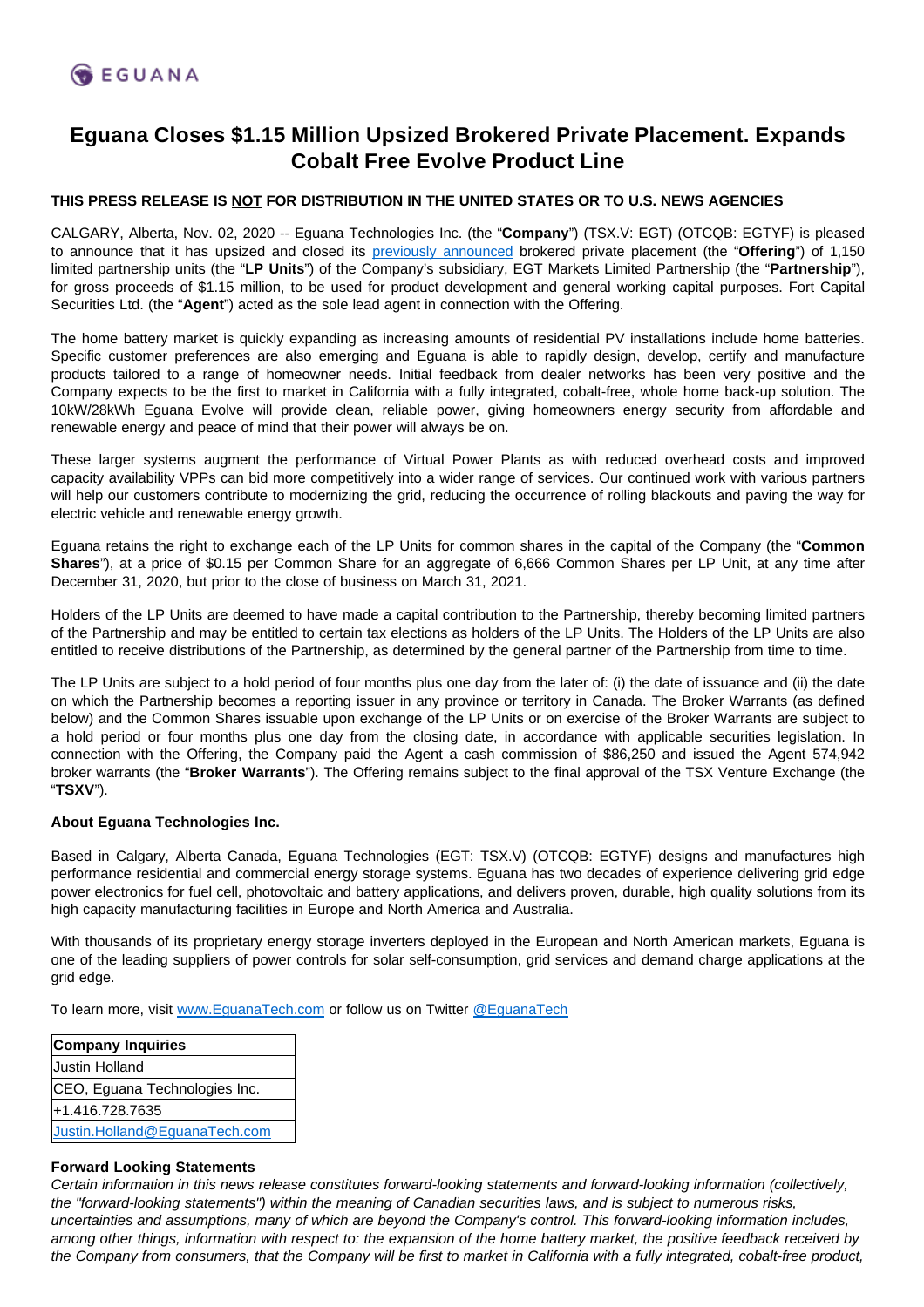# Eguana Closes $1.15 Million Upsized Brokered Private Placement. Expands Cobalt Free Evolve Product Line

**THIS PRESS RELEASE IS NOT FOR DISTRIBUTION IN THE UNITED STATES OR TO U.S. NEWS AGENCIES**

CALGARY, Alberta, Nov. 02, 2020 -- Eguana Technologies Inc. (the "**Company**") (TSX.V: EGT) (OTCQB: EGTYF) is pleased to announce that it has upsized and closed its [previously announced](#) brokered private placement (the "**Offering**") of 1,150 limited partnership units (the "**LP Units**") of the Company's subsidiary, EGT Markets Limited Partnership (the "**Partnership**"), for gross proceeds of $1.15 million, to be used for product development and general working capital purposes. Fort Capital Securities Ltd. (the "**Agent**") acted as the sole lead agent in connection with the Offering.

The home battery market is quickly expanding as increasing amounts of residential PV installations include home batteries. Specific customer preferences are also emerging and Eguana is able to rapidly design, develop, certify and manufacture products tailored to a range of homeowner needs. Initial feedback from dealer networks has been very positive and the Company expects to be the first to market in California with a fully integrated, cobalt-free, whole home back-up solution. The 10kW/28kWh Eguana Evolve will provide clean, reliable power, giving homeowners energy security from affordable and renewable energy and peace of mind that their power will always be on.

These larger systems augment the performance of Virtual Power Plants as with reduced overhead costs and improved capacity availability VPPs can bid more competitively into a wider range of services. Our continued work with various partners will help our customers contribute to modernizing the grid, reducing the occurrence of rolling blackouts and paving the way for electric vehicle and renewable energy growth.

Eguana retains the right to exchange each of the LP Units for common shares in the capital of the Company (the "**Common Shares**"), at a price of $0.15 per Common Share for an aggregate of 6,666 Common Shares per LP Unit, at any time after December 31, 2020, but prior to the close of business on March 31, 2021.

Holders of the LP Units are deemed to have made a capital contribution to the Partnership, thereby becoming limited partners of the Partnership and may be entitled to certain tax elections as holders of the LP Units. The Holders of the LP Units are also entitled to receive distributions of the Partnership, as determined by the general partner of the Partnership from time to time.

The LP Units are subject to a hold period of four months plus one day from the later of: (i) the date of issuance and (ii) the date on which the Partnership becomes a reporting issuer in any province or territory in Canada. The Broker Warrants (as defined below) and the Common Shares issuable upon exchange of the LP Units or on exercise of the Broker Warrants are subject to a hold period or four months plus one day from the closing date, in accordance with applicable securities legislation. In connection with the Offering, the Company paid the Agent a cash commission of $86,250 and issued the Agent 574,942 broker warrants (the "**Broker Warrants**"). The Offering remains subject to the final approval of the TSX Venture Exchange (the "**TSXV**").

**About Eguana Technologies Inc.**

Based in Calgary, Alberta Canada, Eguana Technologies (EGT: TSX.V) (OTCQB: EGTYF) designs and manufactures high performance residential and commercial energy storage systems. Eguana has two decades of experience delivering grid edge power electronics for fuel cell, photovoltaic and battery applications, and delivers proven, durable, high quality solutions from its high capacity manufacturing facilities in Europe and North America and Australia.

With thousands of its proprietary energy storage inverters deployed in the European and North American markets, Eguana is one of the leading suppliers of power controls for solar self-consumption, grid services and demand charge applications at the grid edge.

To learn more, visit www.EguanaTech.com or follow us on Twitter @EguanaTech

| **Company Inquiries** |
| --- |
| Justin Holland |
| CEO, Eguana Technologies Inc. |
| +1.416.728.7635 |
| Justin.Holland@EguanaTech.com |

**Forward Looking Statements**

*Certain information in this news release constitutes forward-looking statements and forward-looking information (collectively, the "forward-looking statements") within the meaning of Canadian securities laws, and is subject to numerous risks, uncertainties and assumptions, many of which are beyond the Company's control. This forward-looking information includes, among other things, information with respect to: the expansion of the home battery market, the positive feedback received by the Company from consumers, that the Company will be first to market in California with a fully integrated, cobalt-free product,*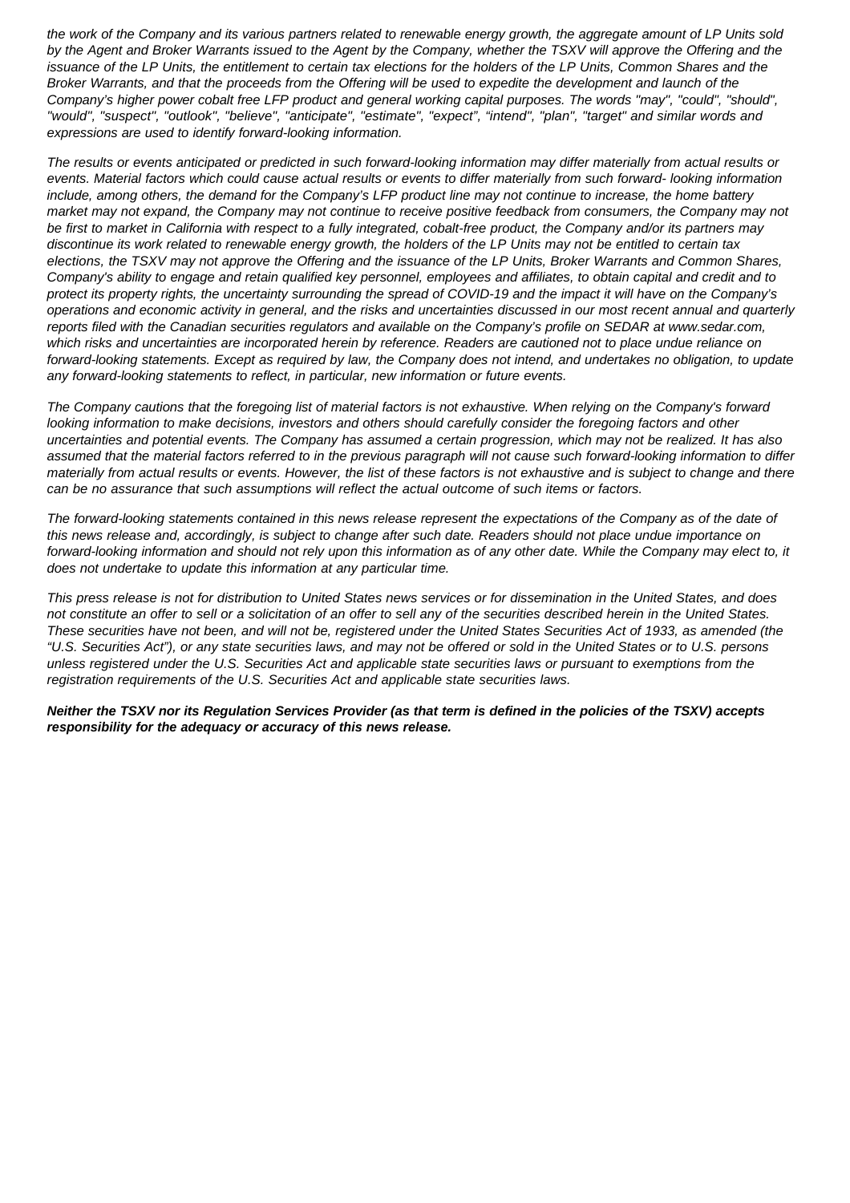*the work of the Company and its various partners related to renewable energy growth, the aggregate amount of LP Units sold by the Agent and Broker Warrants issued to the Agent by the Company, whether the TSXV will approve the Offering and the issuance of the LP Units, the entitlement to certain tax elections for the holders of the LP Units, Common Shares and the Broker Warrants, and that the proceeds from the Offering will be used to expedite the development and launch of the Company's higher power cobalt free LFP product and general working capital purposes. The words "may", "could", "should", "would", "suspect", "outlook", "believe", "anticipate", "estimate", "expect", "intend", "plan", "target" and similar words and expressions are used to identify forward-looking information.*

*The results or events anticipated or predicted in such forward-looking information may differ materially from actual results or events. Material factors which could cause actual results or events to differ materially from such forward- looking information include, among others, the demand for the Company's LFP product line may not continue to increase, the home battery market may not expand, the Company may not continue to receive positive feedback from consumers, the Company may not be first to market in California with respect to a fully integrated, cobalt-free product, the Company and/or its partners may discontinue its work related to renewable energy growth, the holders of the LP Units may not be entitled to certain tax elections, the TSXV may not approve the Offering and the issuance of the LP Units, Broker Warrants and Common Shares, Company's ability to engage and retain qualified key personnel, employees and affiliates, to obtain capital and credit and to protect its property rights, the uncertainty surrounding the spread of COVID-19 and the impact it will have on the Company's operations and economic activity in general, and the risks and uncertainties discussed in our most recent annual and quarterly reports filed with the Canadian securities regulators and available on the Company's profile on SEDAR at www.sedar.com, which risks and uncertainties are incorporated herein by reference. Readers are cautioned not to place undue reliance on forward-looking statements. Except as required by law, the Company does not intend, and undertakes no obligation, to update any forward-looking statements to reflect, in particular, new information or future events.*

*The Company cautions that the foregoing list of material factors is not exhaustive. When relying on the Company's forward looking information to make decisions, investors and others should carefully consider the foregoing factors and other uncertainties and potential events. The Company has assumed a certain progression, which may not be realized. It has also assumed that the material factors referred to in the previous paragraph will not cause such forward-looking information to differ materially from actual results or events. However, the list of these factors is not exhaustive and is subject to change and there can be no assurance that such assumptions will reflect the actual outcome of such items or factors.*

*The forward-looking statements contained in this news release represent the expectations of the Company as of the date of this news release and, accordingly, is subject to change after such date. Readers should not place undue importance on forward-looking information and should not rely upon this information as of any other date. While the Company may elect to, it does not undertake to update this information at any particular time.*

*This press release is not for distribution to United States news services or for dissemination in the United States, and does not constitute an offer to sell or a solicitation of an offer to sell any of the securities described herein in the United States. These securities have not been, and will not be, registered under the United States Securities Act of 1933, as amended (the "U.S. Securities Act"), or any state securities laws, and may not be offered or sold in the United States or to U.S. persons unless registered under the U.S. Securities Act and applicable state securities laws or pursuant to exemptions from the registration requirements of the U.S. Securities Act and applicable state securities laws.*

***Neither the TSXV nor its Regulation Services Provider (as that term is defined in the policies of the TSXV) accepts responsibility for the adequacy or accuracy of this news release.***